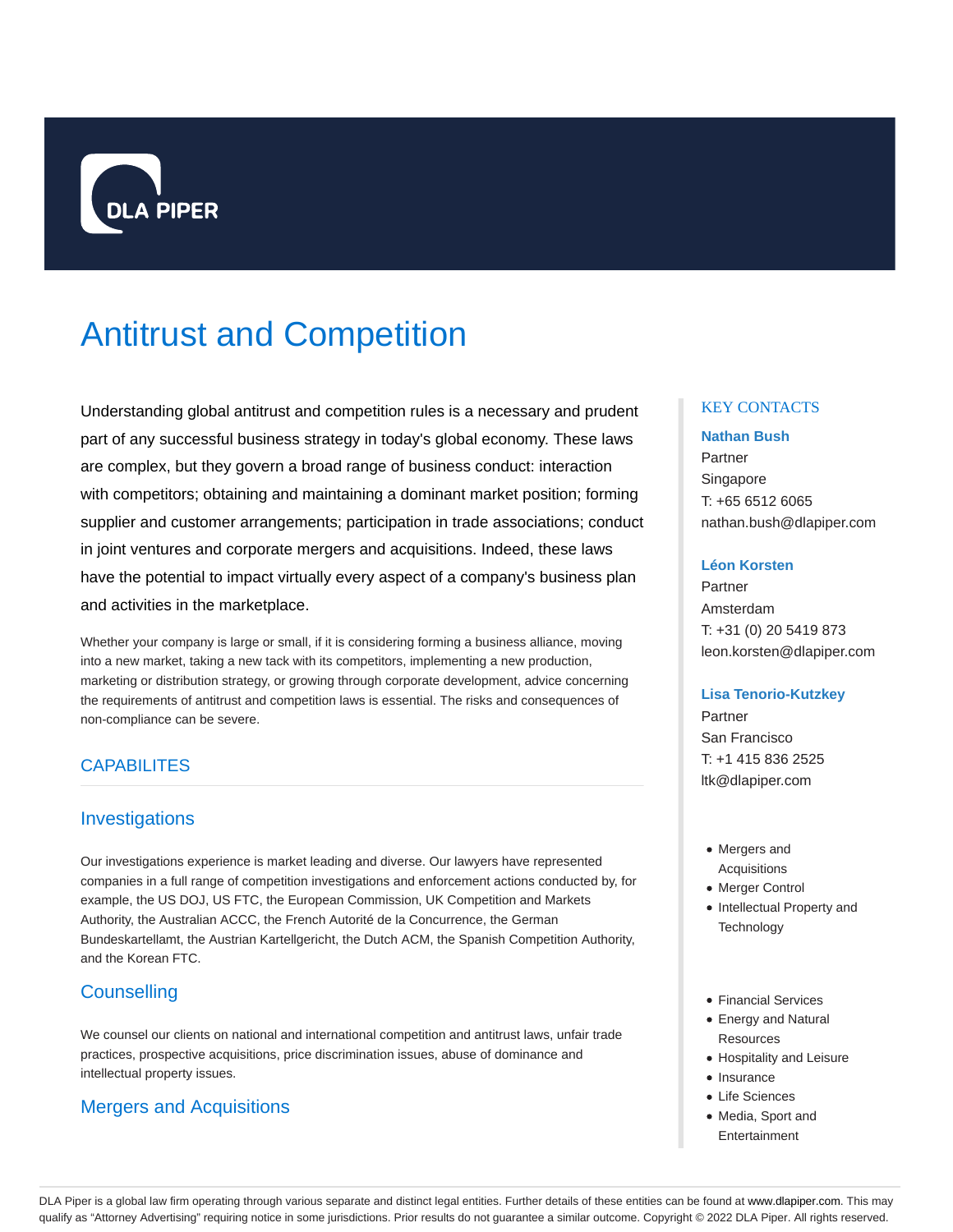DLA PIPER

# Antitrust and Competition

Understanding global antitrust and competition rules is a necessary and prudent part of any successful business strategy in today's global economy. These laws are complex, but they govern a broad range of business conduct: interaction with competitors; obtaining and maintaining a dominant market position; forming supplier and customer arrangements; participation in trade associations; conduct in joint ventures and corporate mergers and acquisitions. Indeed, these laws have the potential to impact virtually every aspect of a company's business plan and activities in the marketplace.

Whether your company is large or small, if it is considering forming a business alliance, moving into a new market, taking a new tack with its competitors, implementing a new production, marketing or distribution strategy, or growing through corporate development, advice concerning the requirements of antitrust and competition laws is essential. The risks and consequences of non-compliance can be severe.

## CAPABILITES

### Investigations

Our investigations experience is market leading and diverse. Our lawyers have represented companies in a full range of competition investigations and enforcement actions conducted by, for example, the US DOJ, US FTC, the European Commission, UK Competition and Markets Authority, the Australian ACCC, the French Autorité de la Concurrence, the German Bundeskartellamt, the Austrian Kartellgericht, the Dutch ACM, the Spanish Competition Authority, and the Korean FTC.

### Counselling

We counsel our clients on national and international competition and antitrust laws, unfair trade practices, prospective acquisitions, price discrimination issues, abuse of dominance and intellectual property issues.

### Mergers and Acquisitions

KEY CONTACTS

**Nathan Bush**
Partner
Singapore
T: +65 6512 6065
nathan.bush@dlapiper.com

**Léon Korsten**
Partner
Amsterdam
T: +31 (0) 20 5419 873
leon.korsten@dlapiper.com

**Lisa Tenorio-Kutzkey**
Partner
San Francisco
T: +1 415 836 2525
ltk@dlapiper.com

- Mergers and Acquisitions
- Merger Control
- Intellectual Property and Technology

- Financial Services
- Energy and Natural Resources
- Hospitality and Leisure
- Insurance
- Life Sciences
- Media, Sport and Entertainment

DLA Piper is a global law firm operating through various separate and distinct legal entities. Further details of these entities can be found at www.dlapiper.com. This may qualify as "Attorney Advertising" requiring notice in some jurisdictions. Prior results do not guarantee a similar outcome. Copyright © 2022 DLA Piper. All rights reserved.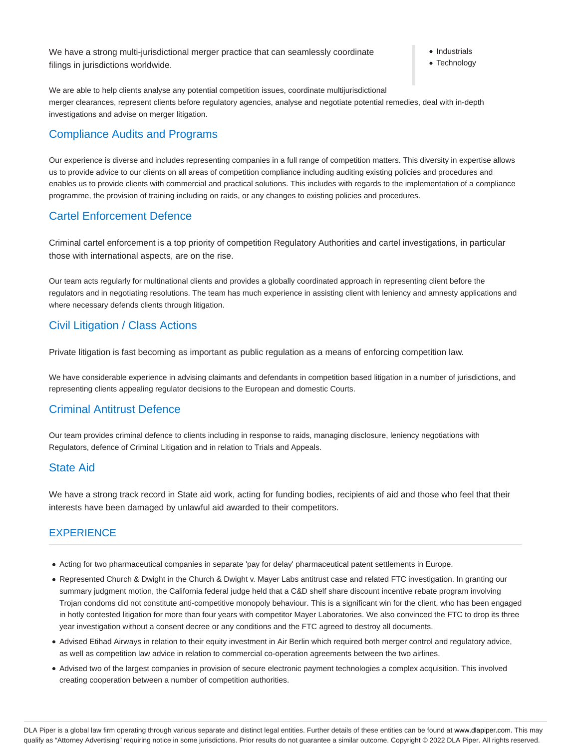We have a strong multi-jurisdictional merger practice that can seamlessly coordinate filings in jurisdictions worldwide.

- Industrials
- Technology

We are able to help clients analyse any potential competition issues, coordinate multijurisdictional merger clearances, represent clients before regulatory agencies, analyse and negotiate potential remedies, deal with in-depth investigations and advise on merger litigation.

## Compliance Audits and Programs

Our experience is diverse and includes representing companies in a full range of competition matters. This diversity in expertise allows us to provide advice to our clients on all areas of competition compliance including auditing existing policies and procedures and enables us to provide clients with commercial and practical solutions. This includes with regards to the implementation of a compliance programme, the provision of training including on raids, or any changes to existing policies and procedures.

## Cartel Enforcement Defence

Criminal cartel enforcement is a top priority of competition Regulatory Authorities and cartel investigations, in particular those with international aspects, are on the rise.

Our team acts regularly for multinational clients and provides a globally coordinated approach in representing client before the regulators and in negotiating resolutions. The team has much experience in assisting client with leniency and amnesty applications and where necessary defends clients through litigation.

## Civil Litigation / Class Actions

Private litigation is fast becoming as important as public regulation as a means of enforcing competition law.

We have considerable experience in advising claimants and defendants in competition based litigation in a number of jurisdictions, and representing clients appealing regulator decisions to the European and domestic Courts.

## Criminal Antitrust Defence

Our team provides criminal defence to clients including in response to raids, managing disclosure, leniency negotiations with Regulators, defence of Criminal Litigation and in relation to Trials and Appeals.

## State Aid

We have a strong track record in State aid work, acting for funding bodies, recipients of aid and those who feel that their interests have been damaged by unlawful aid awarded to their competitors.

## EXPERIENCE

- Acting for two pharmaceutical companies in separate 'pay for delay' pharmaceutical patent settlements in Europe.
- Represented Church & Dwight in the Church & Dwight v. Mayer Labs antitrust case and related FTC investigation. In granting our summary judgment motion, the California federal judge held that a C&D shelf share discount incentive rebate program involving Trojan condoms did not constitute anti-competitive monopoly behaviour. This is a significant win for the client, who has been engaged in hotly contested litigation for more than four years with competitor Mayer Laboratories. We also convinced the FTC to drop its three year investigation without a consent decree or any conditions and the FTC agreed to destroy all documents.
- Advised Etihad Airways in relation to their equity investment in Air Berlin which required both merger control and regulatory advice, as well as competition law advice in relation to commercial co-operation agreements between the two airlines.
- Advised two of the largest companies in provision of secure electronic payment technologies a complex acquisition. This involved creating cooperation between a number of competition authorities.

DLA Piper is a global law firm operating through various separate and distinct legal entities. Further details of these entities can be found at www.dlapiper.com. This may qualify as "Attorney Advertising" requiring notice in some jurisdictions. Prior results do not guarantee a similar outcome. Copyright © 2022 DLA Piper. All rights reserved.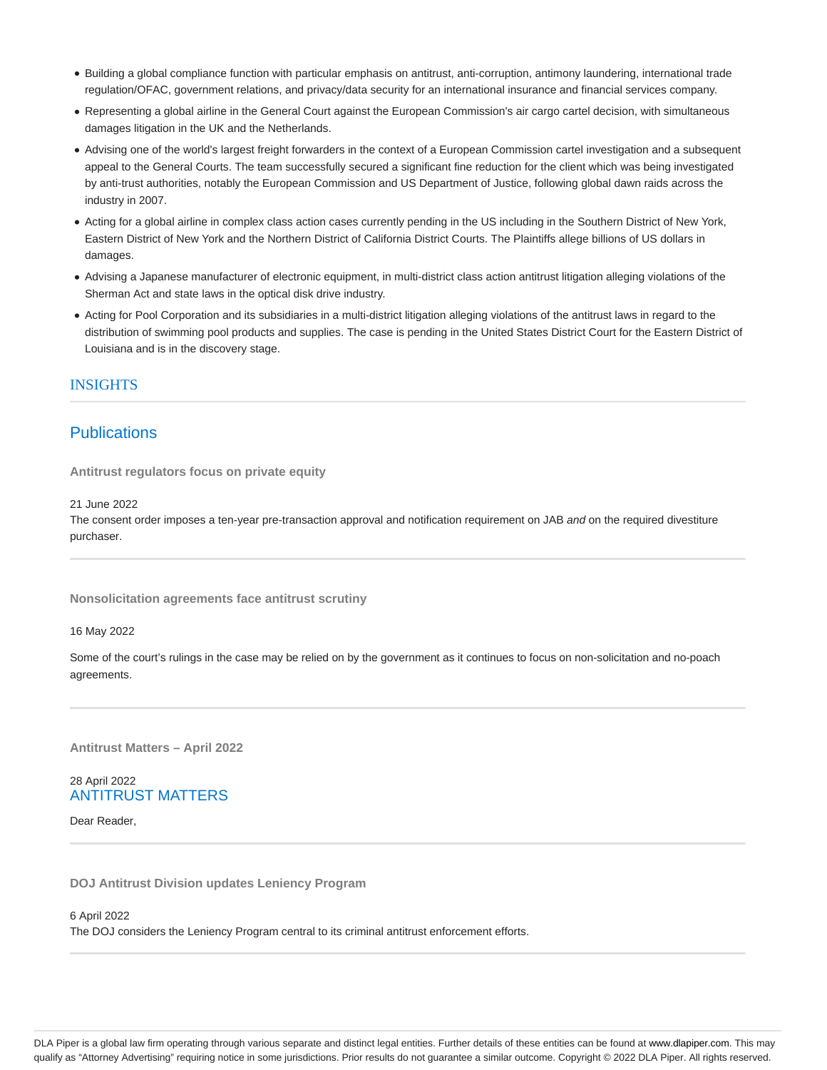- Building a global compliance function with particular emphasis on antitrust, anti-corruption, antimony laundering, international trade regulation/OFAC, government relations, and privacy/data security for an international insurance and financial services company.
- Representing a global airline in the General Court against the European Commission's air cargo cartel decision, with simultaneous damages litigation in the UK and the Netherlands.
- Advising one of the world's largest freight forwarders in the context of a European Commission cartel investigation and a subsequent appeal to the General Courts. The team successfully secured a significant fine reduction for the client which was being investigated by anti-trust authorities, notably the European Commission and US Department of Justice, following global dawn raids across the industry in 2007.
- Acting for a global airline in complex class action cases currently pending in the US including in the Southern District of New York, Eastern District of New York and the Northern District of California District Courts. The Plaintiffs allege billions of US dollars in damages.
- Advising a Japanese manufacturer of electronic equipment, in multi-district class action antitrust litigation alleging violations of the Sherman Act and state laws in the optical disk drive industry.
- Acting for Pool Corporation and its subsidiaries in a multi-district litigation alleging violations of the antitrust laws in regard to the distribution of swimming pool products and supplies. The case is pending in the United States District Court for the Eastern District of Louisiana and is in the discovery stage.

## INSIGHTS

### Publications

**Antitrust regulators focus on private equity**

21 June 2022

The consent order imposes a ten-year pre-transaction approval and notification requirement on JAB *and* on the required divestiture purchaser.

---

**Nonsolicitation agreements face antitrust scrutiny**

16 May 2022

Some of the court's rulings in the case may be relied on by the government as it continues to focus on non-solicitation and no-poach agreements.

---

**Antitrust Matters – April 2022**

28 April 2022

ANTITRUST MATTERS

Dear Reader,

---

**DOJ Antitrust Division updates Leniency Program**

6 April 2022

The DOJ considers the Leniency Program central to its criminal antitrust enforcement efforts.

---

DLA Piper is a global law firm operating through various separate and distinct legal entities. Further details of these entities can be found at www.dlapiper.com. This may qualify as "Attorney Advertising" requiring notice in some jurisdictions. Prior results do not guarantee a similar outcome. Copyright © 2022 DLA Piper. All rights reserved.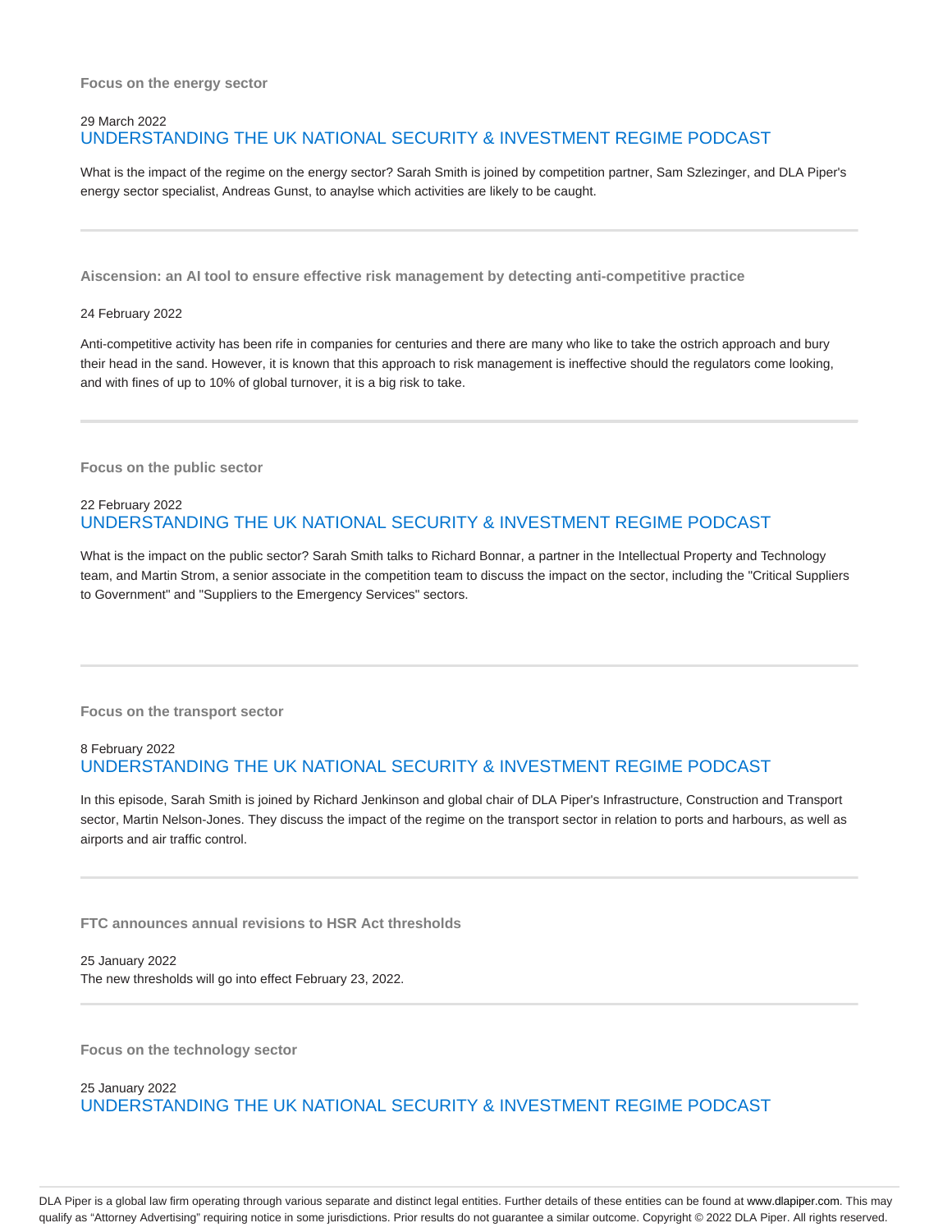**Focus on the energy sector**

29 March 2022

UNDERSTANDING THE UK NATIONAL SECURITY & INVESTMENT REGIME PODCAST

What is the impact of the regime on the energy sector? Sarah Smith is joined by competition partner, Sam Szlezinger, and DLA Piper's energy sector specialist, Andreas Gunst, to anaylse which activities are likely to be caught.

---

**Aiscension: an AI tool to ensure effective risk management by detecting anti-competitive practice**

24 February 2022

Anti-competitive activity has been rife in companies for centuries and there are many who like to take the ostrich approach and bury their head in the sand. However, it is known that this approach to risk management is ineffective should the regulators come looking, and with fines of up to 10% of global turnover, it is a big risk to take.

---

**Focus on the public sector**

22 February 2022

UNDERSTANDING THE UK NATIONAL SECURITY & INVESTMENT REGIME PODCAST

What is the impact on the public sector? Sarah Smith talks to Richard Bonnar, a partner in the Intellectual Property and Technology team, and Martin Strom, a senior associate in the competition team to discuss the impact on the sector, including the "Critical Suppliers to Government" and "Suppliers to the Emergency Services" sectors.

---

**Focus on the transport sector**

8 February 2022

UNDERSTANDING THE UK NATIONAL SECURITY & INVESTMENT REGIME PODCAST

In this episode, Sarah Smith is joined by Richard Jenkinson and global chair of DLA Piper's Infrastructure, Construction and Transport sector, Martin Nelson-Jones. They discuss the impact of the regime on the transport sector in relation to ports and harbours, as well as airports and air traffic control.

---

**FTC announces annual revisions to HSR Act thresholds**

25 January 2022

The new thresholds will go into effect February 23, 2022.

---

**Focus on the technology sector**

25 January 2022

UNDERSTANDING THE UK NATIONAL SECURITY & INVESTMENT REGIME PODCAST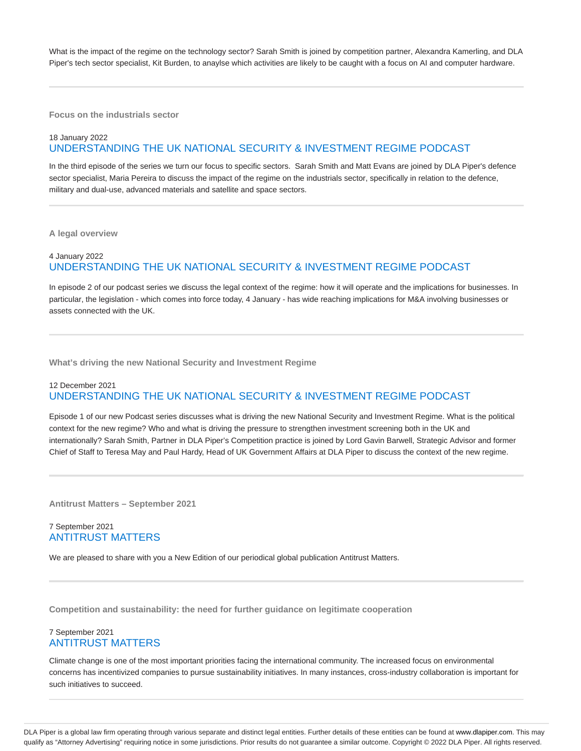What is the impact of the regime on the technology sector? Sarah Smith is joined by competition partner, Alexandra Kamerling, and DLA Piper's tech sector specialist, Kit Burden, to anaylse which activities are likely to be caught with a focus on AI and computer hardware.

---

**Focus on the industrials sector**

18 January 2022

## UNDERSTANDING THE UK NATIONAL SECURITY & INVESTMENT REGIME PODCAST

In the third episode of the series we turn our focus to specific sectors. Sarah Smith and Matt Evans are joined by DLA Piper's defence sector specialist, Maria Pereira to discuss the impact of the regime on the industrials sector, specifically in relation to the defence, military and dual-use, advanced materials and satellite and space sectors.

---

**A legal overview**

4 January 2022

## UNDERSTANDING THE UK NATIONAL SECURITY & INVESTMENT REGIME PODCAST

In episode 2 of our podcast series we discuss the legal context of the regime: how it will operate and the implications for businesses. In particular, the legislation - which comes into force today, 4 January - has wide reaching implications for M&A involving businesses or assets connected with the UK.

---

**What's driving the new National Security and Investment Regime**

12 December 2021

## UNDERSTANDING THE UK NATIONAL SECURITY & INVESTMENT REGIME PODCAST

Episode 1 of our new Podcast series discusses what is driving the new National Security and Investment Regime. What is the political context for the new regime? Who and what is driving the pressure to strengthen investment screening both in the UK and internationally? Sarah Smith, Partner in DLA Piper's Competition practice is joined by Lord Gavin Barwell, Strategic Advisor and former Chief of Staff to Teresa May and Paul Hardy, Head of UK Government Affairs at DLA Piper to discuss the context of the new regime.

---

**Antitrust Matters – September 2021**

7 September 2021

## ANTITRUST MATTERS

We are pleased to share with you a New Edition of our periodical global publication Antitrust Matters.

---

**Competition and sustainability: the need for further guidance on legitimate cooperation**

7 September 2021

## ANTITRUST MATTERS

Climate change is one of the most important priorities facing the international community. The increased focus on environmental concerns has incentivized companies to pursue sustainability initiatives. In many instances, cross-industry collaboration is important for such initiatives to succeed.

---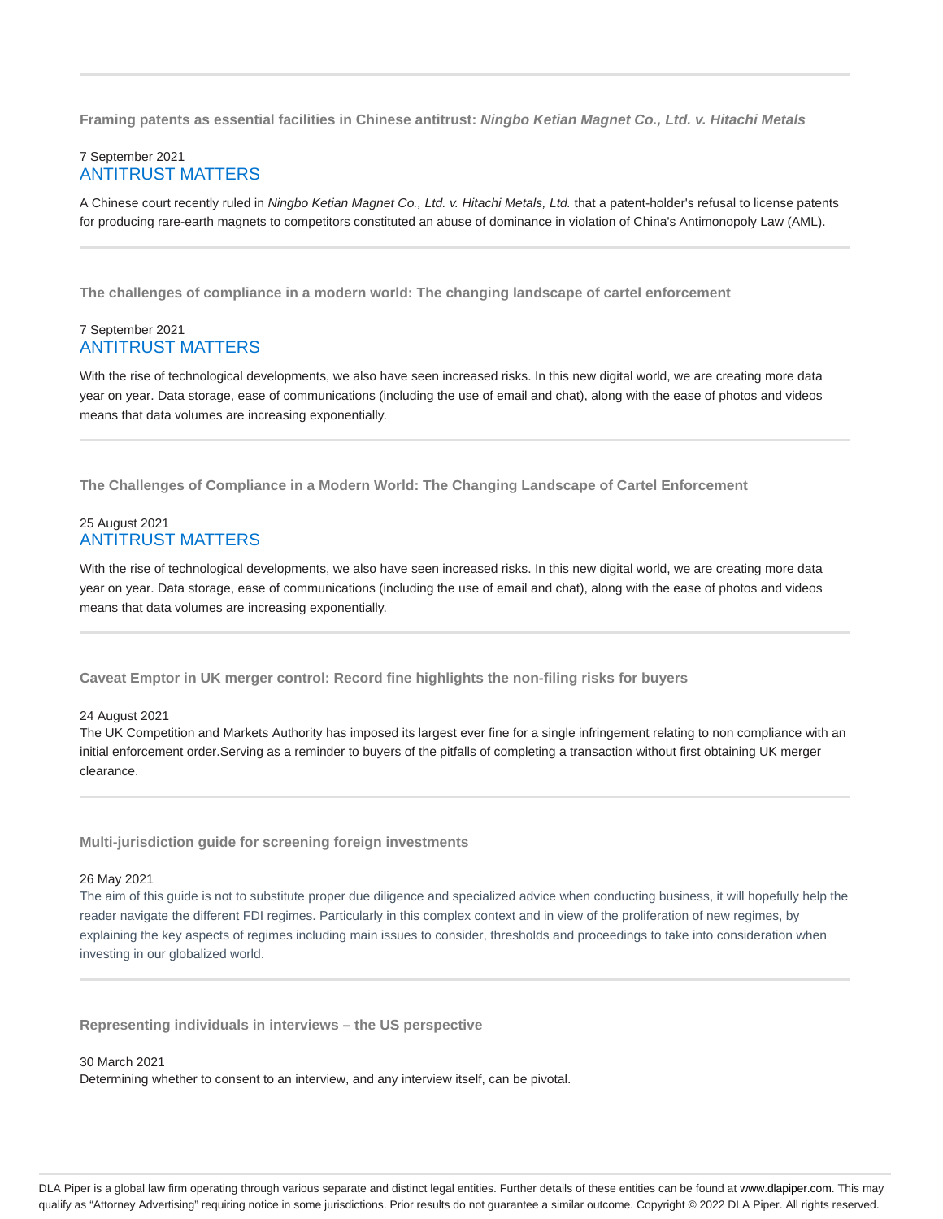**Framing patents as essential facilities in Chinese antitrust: *Ningbo Ketian Magnet Co., Ltd. v. Hitachi Metals***

7 September 2021
ANTITRUST MATTERS

A Chinese court recently ruled in *Ningbo Ketian Magnet Co., Ltd. v. Hitachi Metals, Ltd.* that a patent-holder's refusal to license patents for producing rare-earth magnets to competitors constituted an abuse of dominance in violation of China's Antimonopoly Law (AML).

---

**The challenges of compliance in a modern world: The changing landscape of cartel enforcement**

7 September 2021
ANTITRUST MATTERS

With the rise of technological developments, we also have seen increased risks. In this new digital world, we are creating more data year on year. Data storage, ease of communications (including the use of email and chat), along with the ease of photos and videos means that data volumes are increasing exponentially.

---

**The Challenges of Compliance in a Modern World: The Changing Landscape of Cartel Enforcement**

25 August 2021
ANTITRUST MATTERS

With the rise of technological developments, we also have seen increased risks. In this new digital world, we are creating more data year on year. Data storage, ease of communications (including the use of email and chat), along with the ease of photos and videos means that data volumes are increasing exponentially.

---

**Caveat Emptor in UK merger control: Record fine highlights the non-filing risks for buyers**

24 August 2021
The UK Competition and Markets Authority has imposed its largest ever fine for a single infringement relating to non compliance with an initial enforcement order.Serving as a reminder to buyers of the pitfalls of completing a transaction without first obtaining UK merger clearance.

---

**Multi-jurisdiction guide for screening foreign investments**

26 May 2021
The aim of this guide is not to substitute proper due diligence and specialized advice when conducting business, it will hopefully help the reader navigate the different FDI regimes. Particularly in this complex context and in view of the proliferation of new regimes, by explaining the key aspects of regimes including main issues to consider, thresholds and proceedings to take into consideration when investing in our globalized world.

---

**Representing individuals in interviews – the US perspective**

30 March 2021
Determining whether to consent to an interview, and any interview itself, can be pivotal.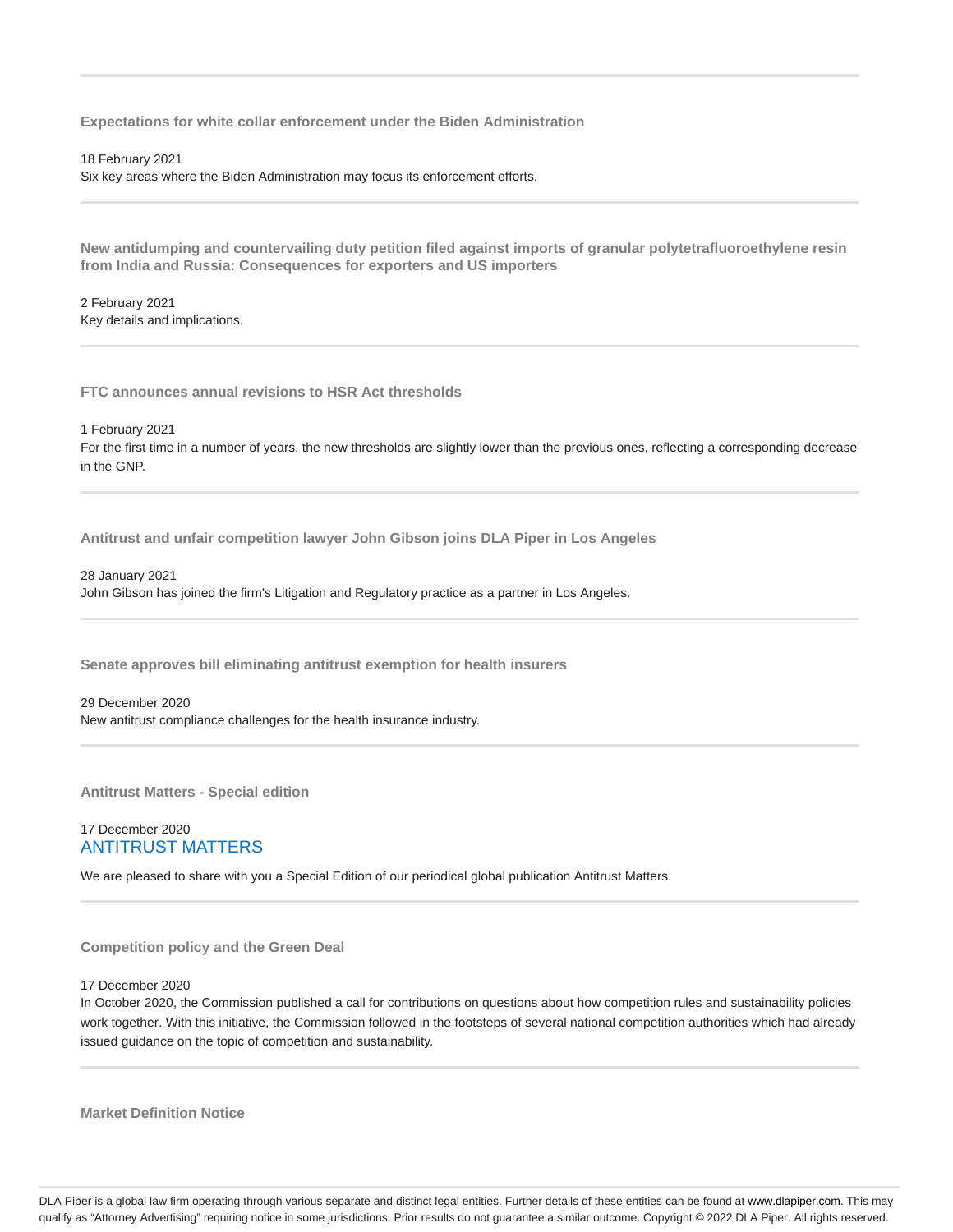---

### Expectations for white collar enforcement under the Biden Administration

18 February 2021
Six key areas where the Biden Administration may focus its enforcement efforts.

---

### New antidumping and countervailing duty petition filed against imports of granular polytetrafluoroethylene resin from India and Russia: Consequences for exporters and US importers

2 February 2021
Key details and implications.

---

### FTC announces annual revisions to HSR Act thresholds

1 February 2021
For the first time in a number of years, the new thresholds are slightly lower than the previous ones, reflecting a corresponding decrease in the GNP.

---

### Antitrust and unfair competition lawyer John Gibson joins DLA Piper in Los Angeles

28 January 2021
John Gibson has joined the firm's Litigation and Regulatory practice as a partner in Los Angeles.

---

### Senate approves bill eliminating antitrust exemption for health insurers

29 December 2020
New antitrust compliance challenges for the health insurance industry.

---

### Antitrust Matters - Special edition

17 December 2020
ANTITRUST MATTERS

We are pleased to share with you a Special Edition of our periodical global publication Antitrust Matters.

---

### Competition policy and the Green Deal

17 December 2020
In October 2020, the Commission published a call for contributions on questions about how competition rules and sustainability policies work together. With this initiative, the Commission followed in the footsteps of several national competition authorities which had already issued guidance on the topic of competition and sustainability.

---

### Market Definition Notice

DLA Piper is a global law firm operating through various separate and distinct legal entities. Further details of these entities can be found at www.dlapiper.com. This may qualify as "Attorney Advertising" requiring notice in some jurisdictions. Prior results do not guarantee a similar outcome. Copyright © 2022 DLA Piper. All rights reserved.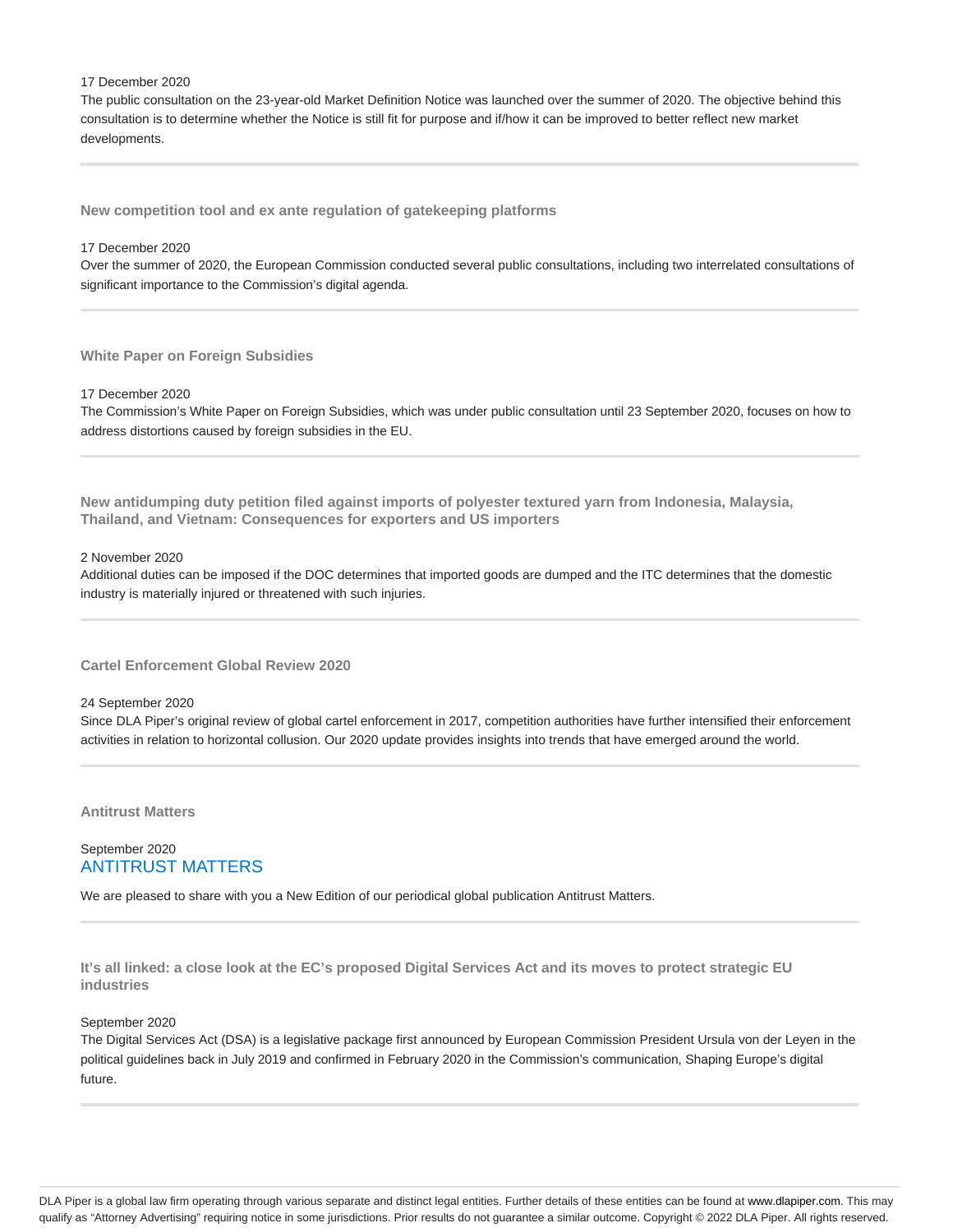17 December 2020

The public consultation on the 23-year-old Market Definition Notice was launched over the summer of 2020. The objective behind this consultation is to determine whether the Notice is still fit for purpose and if/how it can be improved to better reflect new market developments.

---

### New competition tool and ex ante regulation of gatekeeping platforms

17 December 2020

Over the summer of 2020, the European Commission conducted several public consultations, including two interrelated consultations of significant importance to the Commission's digital agenda.

---

### White Paper on Foreign Subsidies

17 December 2020

The Commission's White Paper on Foreign Subsidies, which was under public consultation until 23 September 2020, focuses on how to address distortions caused by foreign subsidies in the EU.

---

### New antidumping duty petition filed against imports of polyester textured yarn from Indonesia, Malaysia, Thailand, and Vietnam: Consequences for exporters and US importers

2 November 2020

Additional duties can be imposed if the DOC determines that imported goods are dumped and the ITC determines that the domestic industry is materially injured or threatened with such injuries.

---

### Cartel Enforcement Global Review 2020

24 September 2020

Since DLA Piper's original review of global cartel enforcement in 2017, competition authorities have further intensified their enforcement activities in relation to horizontal collusion. Our 2020 update provides insights into trends that have emerged around the world.

---

### Antitrust Matters

September 2020

ANTITRUST MATTERS

We are pleased to share with you a New Edition of our periodical global publication Antitrust Matters.

---

### It's all linked: a close look at the EC's proposed Digital Services Act and its moves to protect strategic EU industries

September 2020

The Digital Services Act (DSA) is a legislative package first announced by European Commission President Ursula von der Leyen in the political guidelines back in July 2019 and confirmed in February 2020 in the Commission's communication, Shaping Europe's digital future.

---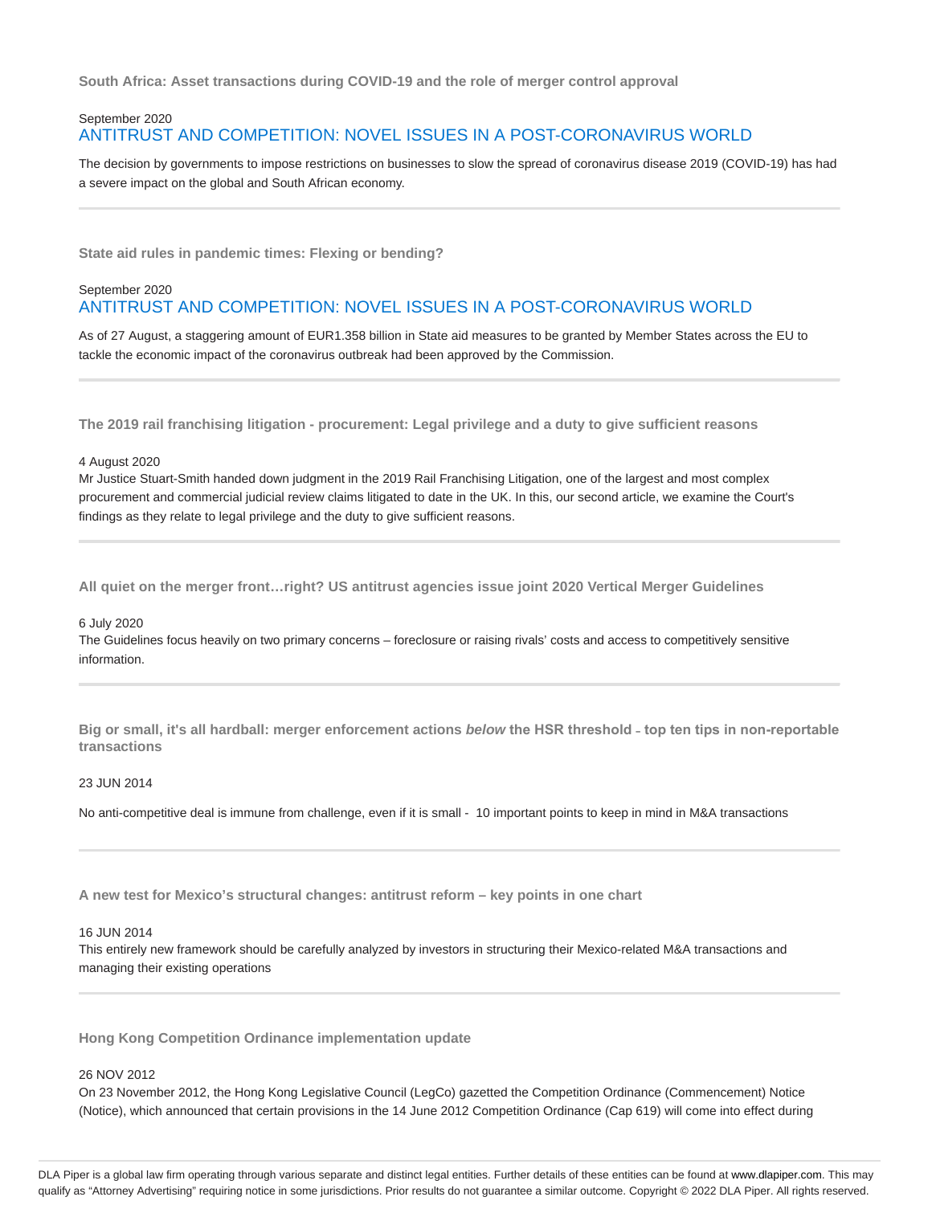### South Africa: Asset transactions during COVID-19 and the role of merger control approval

September 2020
ANTITRUST AND COMPETITION: NOVEL ISSUES IN A POST-CORONAVIRUS WORLD

The decision by governments to impose restrictions on businesses to slow the spread of coronavirus disease 2019 (COVID-19) has had a severe impact on the global and South African economy.

---

### State aid rules in pandemic times: Flexing or bending?

September 2020
ANTITRUST AND COMPETITION: NOVEL ISSUES IN A POST-CORONAVIRUS WORLD

As of 27 August, a staggering amount of EUR1.358 billion in State aid measures to be granted by Member States across the EU to tackle the economic impact of the coronavirus outbreak had been approved by the Commission.

---

### The 2019 rail franchising litigation - procurement: Legal privilege and a duty to give sufficient reasons

4 August 2020
Mr Justice Stuart-Smith handed down judgment in the 2019 Rail Franchising Litigation, one of the largest and most complex procurement and commercial judicial review claims litigated to date in the UK. In this, our second article, we examine the Court's findings as they relate to legal privilege and the duty to give sufficient reasons.

---

### All quiet on the merger front…right? US antitrust agencies issue joint 2020 Vertical Merger Guidelines

6 July 2020
The Guidelines focus heavily on two primary concerns – foreclosure or raising rivals' costs and access to competitively sensitive information.

---

### Big or small, it's all hardball: merger enforcement actions *below* the HSR threshold - top ten tips in non-reportable transactions

23 JUN 2014

No anti-competitive deal is immune from challenge, even if it is small - 10 important points to keep in mind in M&A transactions

---

### A new test for Mexico's structural changes: antitrust reform – key points in one chart

16 JUN 2014
This entirely new framework should be carefully analyzed by investors in structuring their Mexico-related M&A transactions and managing their existing operations

---

### Hong Kong Competition Ordinance implementation update

26 NOV 2012
On 23 November 2012, the Hong Kong Legislative Council (LegCo) gazetted the Competition Ordinance (Commencement) Notice (Notice), which announced that certain provisions in the 14 June 2012 Competition Ordinance (Cap 619) will come into effect during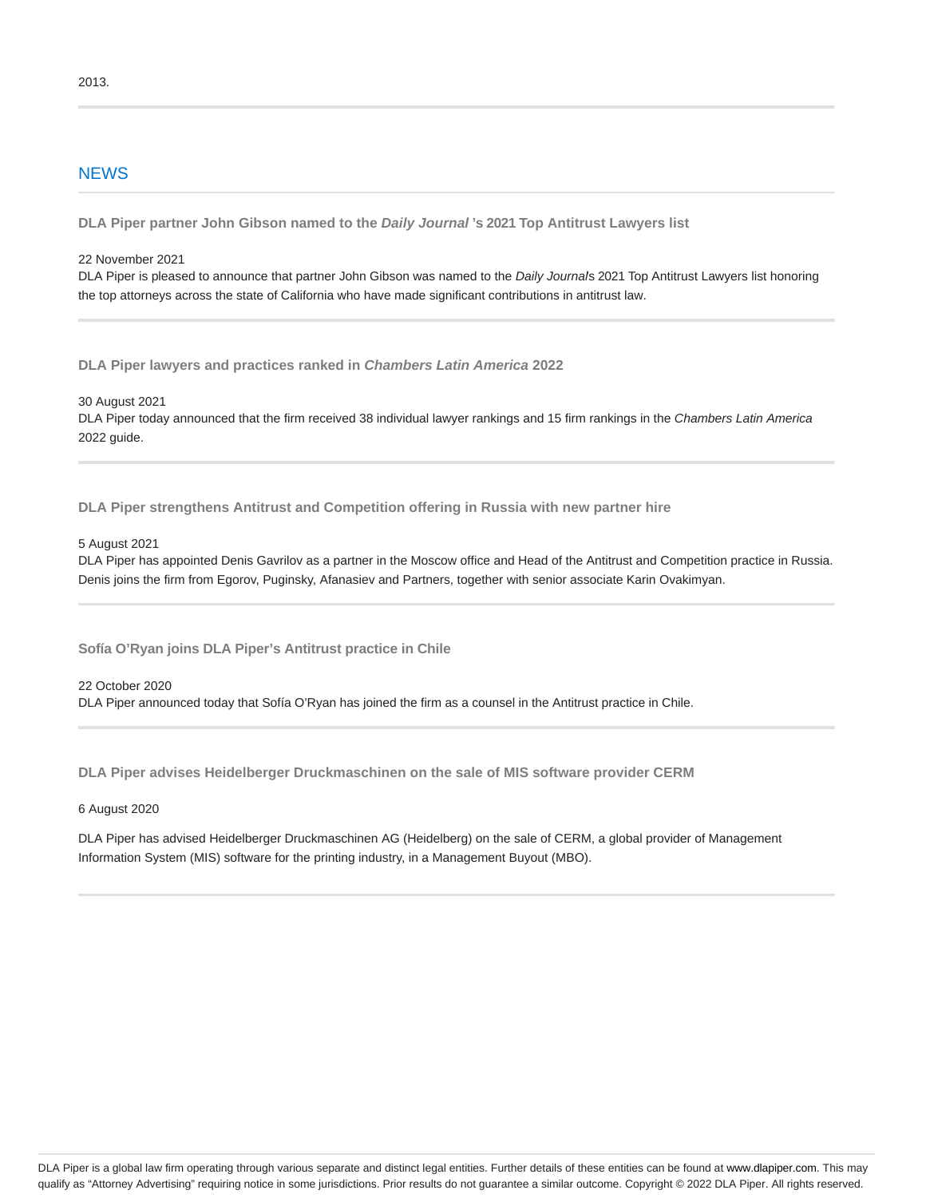2013.

## NEWS

**DLA Piper partner John Gibson named to the *Daily Journal* 's 2021 Top Antitrust Lawyers list**

22 November 2021

DLA Piper is pleased to announce that partner John Gibson was named to the *Daily Journal*s 2021 Top Antitrust Lawyers list honoring the top attorneys across the state of California who have made significant contributions in antitrust law.

**DLA Piper lawyers and practices ranked in *Chambers Latin America* 2022**

30 August 2021

DLA Piper today announced that the firm received 38 individual lawyer rankings and 15 firm rankings in the *Chambers Latin America* 2022 guide.

**DLA Piper strengthens Antitrust and Competition offering in Russia with new partner hire**

5 August 2021

DLA Piper has appointed Denis Gavrilov as a partner in the Moscow office and Head of the Antitrust and Competition practice in Russia. Denis joins the firm from Egorov, Puginsky, Afanasiev and Partners, together with senior associate Karin Ovakimyan.

**Sofía O'Ryan joins DLA Piper's Antitrust practice in Chile**

22 October 2020

DLA Piper announced today that Sofía O'Ryan has joined the firm as a counsel in the Antitrust practice in Chile.

**DLA Piper advises Heidelberger Druckmaschinen on the sale of MIS software provider CERM**

6 August 2020

DLA Piper has advised Heidelberger Druckmaschinen AG (Heidelberg) on the sale of CERM, a global provider of Management Information System (MIS) software for the printing industry, in a Management Buyout (MBO).

DLA Piper is a global law firm operating through various separate and distinct legal entities. Further details of these entities can be found at www.dlapiper.com. This may qualify as "Attorney Advertising" requiring notice in some jurisdictions. Prior results do not guarantee a similar outcome. Copyright © 2022 DLA Piper. All rights reserved.